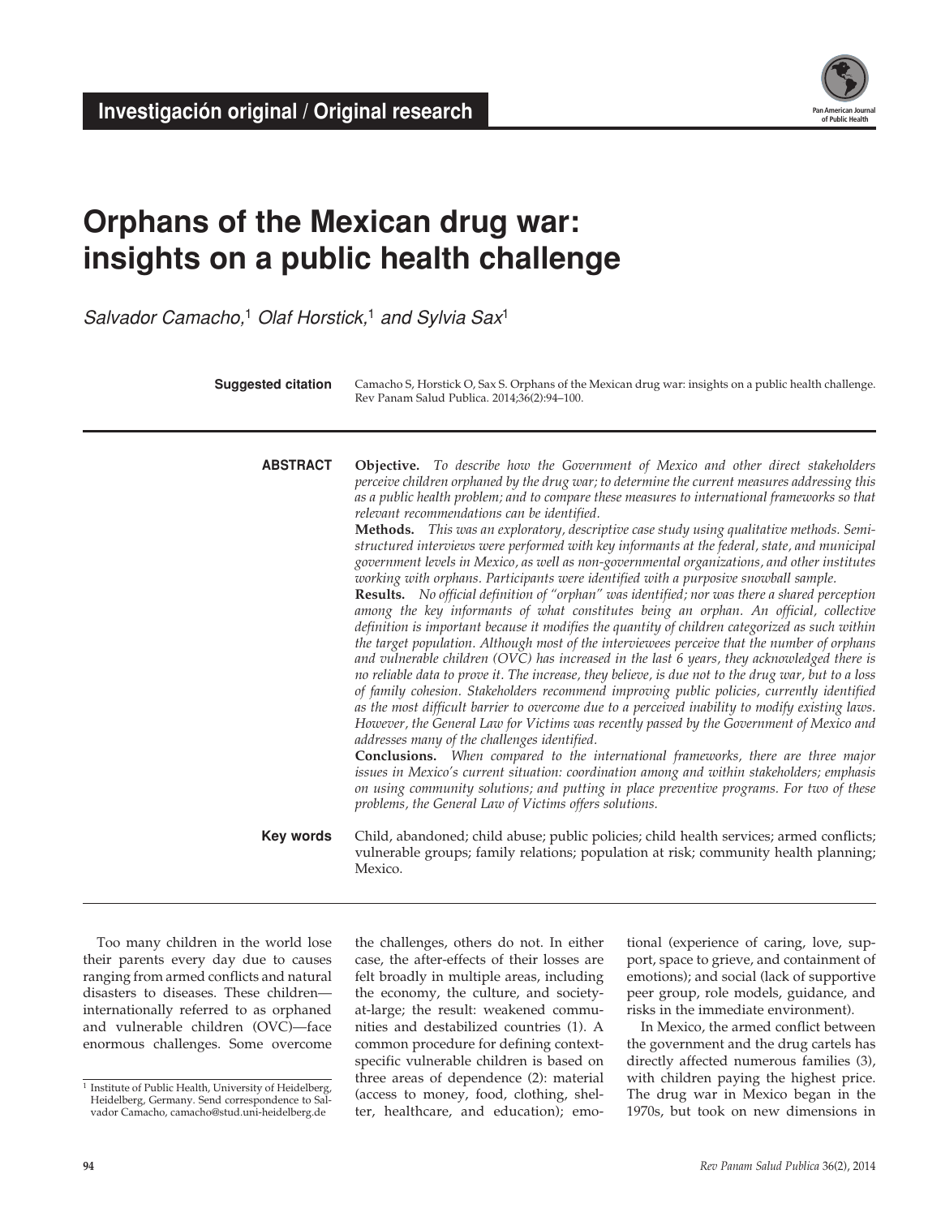**Investigación original / Original research**

# Orphans of the Mexican drug war: insights on a public health challenge

*Salvador Camacho,*[1] *Olaf Horstick,*[1] *and Sylvia Sax*[1]

**Suggested citation** Camacho S, Horstick O, Sax S. Orphans of the Mexican drug war: insights on a public health challenge. Rev Panam Salud Publica. 2014;36(2):94–100.

---

**ABSTRACT**

**Objective.** *To describe how the Government of Mexico and other direct stakeholders perceive children orphaned by the drug war; to determine the current measures addressing this as a public health problem; and to compare these measures to international frameworks so that relevant recommendations can be identified.*

**Methods.** *This was an exploratory, descriptive case study using qualitative methods. Semi-structured interviews were performed with key informants at the federal, state, and municipal government levels in Mexico, as well as non-governmental organizations, and other institutes working with orphans. Participants were identified with a purposive snowball sample.*

**Results.** *No official definition of "orphan" was identified; nor was there a shared perception among the key informants of what constitutes being an orphan. An official, collective definition is important because it modifies the quantity of children categorized as such within the target population. Although most of the interviewees perceive that the number of orphans and vulnerable children (OVC) has increased in the last 6 years, they acknowledged there is no reliable data to prove it. The increase, they believe, is due not to the drug war, but to a loss of family cohesion. Stakeholders recommend improving public policies, currently identified as the most difficult barrier to overcome due to a perceived inability to modify existing laws. However, the General Law for Victims was recently passed by the Government of Mexico and addresses many of the challenges identified.*

**Conclusions.** *When compared to the international frameworks, there are three major issues in Mexico's current situation: coordination among and within stakeholders; emphasis on using community solutions; and putting in place preventive programs. For two of these problems, the General Law of Victims offers solutions.*

**Key words** Child, abandoned; child abuse; public policies; child health services; armed conflicts; vulnerable groups; family relations; population at risk; community health planning; Mexico.

---

Too many children in the world lose their parents every day due to causes ranging from armed conflicts and natural disasters to diseases. These children—internationally referred to as orphaned and vulnerable children (OVC)—face enormous challenges. Some overcome the challenges, others do not. In either case, the after-effects of their losses are felt broadly in multiple areas, including the economy, the culture, and society-at-large; the result: weakened communities and destabilized countries (1). A common procedure for defining context-specific vulnerable children is based on three areas of dependence (2): material (access to money, food, clothing, shelter, healthcare, and education); emotional (experience of caring, love, support, space to grieve, and containment of emotions); and social (lack of supportive peer group, role models, guidance, and risks in the immediate environment).

In Mexico, the armed conflict between the government and the drug cartels has directly affected numerous families (3), with children paying the highest price. The drug war in Mexico began in the 1970s, but took on new dimensions in

---

[1] Institute of Public Health, University of Heidelberg, Heidelberg, Germany. Send correspondence to Salvador Camacho, camacho@stud.uni-heidelberg.de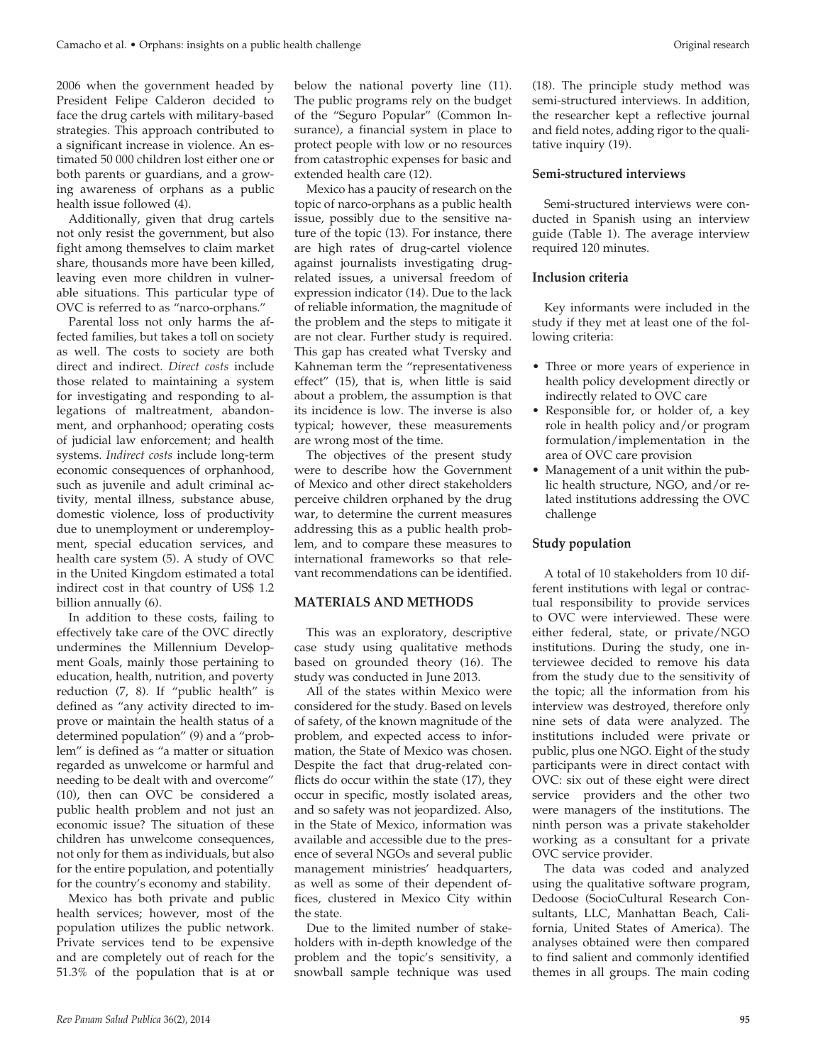2006 when the government headed by President Felipe Calderon decided to face the drug cartels with military-based strategies. This approach contributed to a significant increase in violence. An estimated 50 000 children lost either one or both parents or guardians, and a growing awareness of orphans as a public health issue followed (4).

Additionally, given that drug cartels not only resist the government, but also fight among themselves to claim market share, thousands more have been killed, leaving even more children in vulnerable situations. This particular type of OVC is referred to as "narco-orphans."

Parental loss not only harms the affected families, but takes a toll on society as well. The costs to society are both direct and indirect. *Direct costs* include those related to maintaining a system for investigating and responding to allegations of maltreatment, abandonment, and orphanhood; operating costs of judicial law enforcement; and health systems. *Indirect costs* include long-term economic consequences of orphanhood, such as juvenile and adult criminal activity, mental illness, substance abuse, domestic violence, loss of productivity due to unemployment or underemployment, special education services, and health care system (5). A study of OVC in the United Kingdom estimated a total indirect cost in that country of US$ 1.2 billion annually (6).

In addition to these costs, failing to effectively take care of the OVC directly undermines the Millennium Development Goals, mainly those pertaining to education, health, nutrition, and poverty reduction (7, 8). If "public health" is defined as "any activity directed to improve or maintain the health status of a determined population" (9) and a "problem" is defined as "a matter or situation regarded as unwelcome or harmful and needing to be dealt with and overcome" (10), then can OVC be considered a public health problem and not just an economic issue? The situation of these children has unwelcome consequences, not only for them as individuals, but also for the entire population, and potentially for the country's economy and stability.

Mexico has both private and public health services; however, most of the population utilizes the public network. Private services tend to be expensive and are completely out of reach for the 51.3% of the population that is at or below the national poverty line (11). The public programs rely on the budget of the "Seguro Popular" (Common Insurance), a financial system in place to protect people with low or no resources from catastrophic expenses for basic and extended health care (12).

Mexico has a paucity of research on the topic of narco-orphans as a public health issue, possibly due to the sensitive nature of the topic (13). For instance, there are high rates of drug-cartel violence against journalists investigating drug-related issues, a universal freedom of expression indicator (14). Due to the lack of reliable information, the magnitude of the problem and the steps to mitigate it are not clear. Further study is required. This gap has created what Tversky and Kahneman term the "representativeness effect" (15), that is, when little is said about a problem, the assumption is that its incidence is low. The inverse is also typical; however, these measurements are wrong most of the time.

The objectives of the present study were to describe how the Government of Mexico and other direct stakeholders perceive children orphaned by the drug war, to determine the current measures addressing this as a public health problem, and to compare these measures to international frameworks so that relevant recommendations can be identified.

## MATERIALS AND METHODS

This was an exploratory, descriptive case study using qualitative methods based on grounded theory (16). The study was conducted in June 2013.

All of the states within Mexico were considered for the study. Based on levels of safety, of the known magnitude of the problem, and expected access to information, the State of Mexico was chosen. Despite the fact that drug-related conflicts do occur within the state (17), they occur in specific, mostly isolated areas, and so safety was not jeopardized. Also, in the State of Mexico, information was available and accessible due to the presence of several NGOs and several public management ministries' headquarters, as well as some of their dependent offices, clustered in Mexico City within the state.

Due to the limited number of stakeholders with in-depth knowledge of the problem and the topic's sensitivity, a snowball sample technique was used (18). The principle study method was semi-structured interviews. In addition, the researcher kept a reflective journal and field notes, adding rigor to the qualitative inquiry (19).

### Semi-structured interviews

Semi-structured interviews were conducted in Spanish using an interview guide (Table 1). The average interview required 120 minutes.

### Inclusion criteria

Key informants were included in the study if they met at least one of the following criteria:

- Three or more years of experience in health policy development directly or indirectly related to OVC care
- Responsible for, or holder of, a key role in health policy and/or program formulation/implementation in the area of OVC care provision
- Management of a unit within the public health structure, NGO, and/or related institutions addressing the OVC challenge

### Study population

A total of 10 stakeholders from 10 different institutions with legal or contractual responsibility to provide services to OVC were interviewed. These were either federal, state, or private/NGO institutions. During the study, one interviewee decided to remove his data from the study due to the sensitivity of the topic; all the information from his interview was destroyed, therefore only nine sets of data were analyzed. The institutions included were private or public, plus one NGO. Eight of the study participants were in direct contact with OVC: six out of these eight were direct service providers and the other two were managers of the institutions. The ninth person was a private stakeholder working as a consultant for a private OVC service provider.

The data was coded and analyzed using the qualitative software program, Dedoose (SocioCultural Research Consultants, LLC, Manhattan Beach, California, United States of America). The analyses obtained were then compared to find salient and commonly identified themes in all groups. The main coding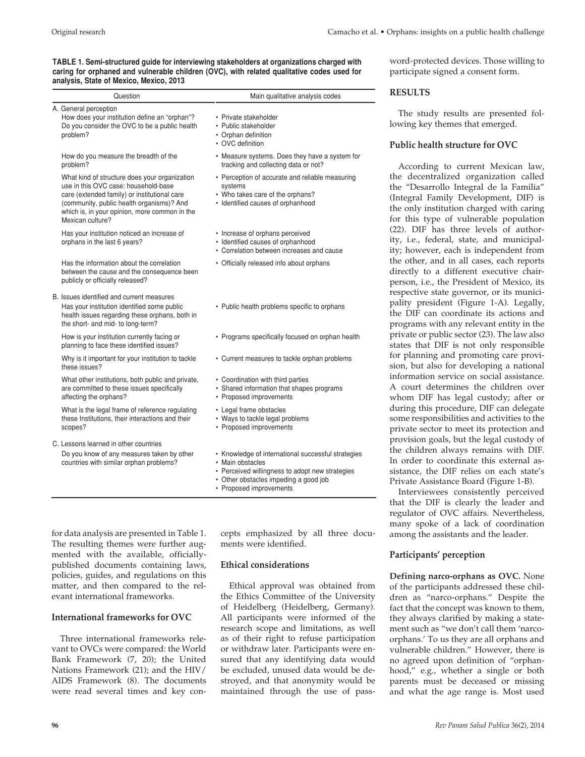**TABLE 1. Semi-structured guide for interviewing stakeholders at organizations charged with caring for orphaned and vulnerable children (OVC), with related qualitative codes used for analysis, State of Mexico, Mexico, 2013**

| Question | Main qualitative analysis codes |
|---|---|
| A. General perception | |
| How does your institution define an "orphan"? Do you consider the OVC to be a public health problem? | • Private stakeholder<br>• Public stakeholder<br>• Orphan definition<br>• OVC definition |
| How do you measure the breadth of the problem? | • Measure systems. Does they have a system for tracking and collecting data or not? |
| What kind of structure does your organization use in this OVC case: household-base care (extended family) or institutional care (community, public health organisms)? And which is, in your opinion, more common in the Mexican culture? | • Perception of accurate and reliable measuring systems<br>• Who takes care of the orphans?<br>• Identified causes of orphanhood |
| Has your institution noticed an increase of orphans in the last 6 years? | • Increase of orphans perceived<br>• Identified causes of orphanhood<br>• Correlation between increases and cause |
| Has the information about the correlation between the cause and the consequence been publicly or officially released? | • Officially released info about orphans |
| B. Issues identified and current measures | |
| Has your institution identified some public health issues regarding these orphans, both in the short- and mid- to long-term? | • Public health problems specific to orphans |
| How is your institution currently facing or planning to face these identified issues? | • Programs specifically focused on orphan health |
| Why is it important for your institution to tackle these issues? | • Current measures to tackle orphan problems |
| What other institutions, both public and private, are committed to these issues specifically affecting the orphans? | • Coordination with third parties<br>• Shared information that shapes programs<br>• Proposed improvements |
| What is the legal frame of reference regulating these Institutions, their interactions and their scopes? | • Legal frame obstacles<br>• Ways to tackle legal problems<br>• Proposed improvements |
| C. Lessons learned in other countries | |
| Do you know of any measures taken by other countries with similar orphan problems? | • Knowledge of international successful strategies<br>• Main obstacles<br>• Perceived willingness to adopt new strategies<br>• Other obstacles impeding a good job<br>• Proposed improvements |

for data analysis are presented in Table 1. The resulting themes were further augmented with the available, officially-published documents containing laws, policies, guides, and regulations on this matter, and then compared to the relevant international frameworks.

### International frameworks for OVC

Three international frameworks relevant to OVCs were compared: the World Bank Framework (7, 20); the United Nations Framework (21); and the HIV/AIDS Framework (8). The documents were read several times and key concepts emphasized by all three documents were identified.

### Ethical considerations

Ethical approval was obtained from the Ethics Committee of the University of Heidelberg (Heidelberg, Germany). All participants were informed of the research scope and limitations, as well as of their right to refuse participation or withdraw later. Participants were ensured that any identifying data would be excluded, unused data would be destroyed, and that anonymity would be maintained through the use of password-protected devices. Those willing to participate signed a consent form.

## RESULTS

The study results are presented following key themes that emerged.

### Public health structure for OVC

According to current Mexican law, the decentralized organization called the "Desarrollo Integral de la Familia" (Integral Family Development, DIF) is the only institution charged with caring for this type of vulnerable population (22). DIF has three levels of authority, i.e., federal, state, and municipality; however, each is independent from the other, and in all cases, each reports directly to a different executive chairperson, i.e., the President of Mexico, its respective state governor, or its municipality president (Figure 1-A). Legally, the DIF can coordinate its actions and programs with any relevant entity in the private or public sector (23). The law also states that DIF is not only responsible for planning and promoting care provision, but also for developing a national information service on social assistance. A court determines the children over whom DIF has legal custody; after or during this procedure, DIF can delegate some responsibilities and activities to the private sector to meet its protection and provision goals, but the legal custody of the children always remains with DIF. In order to coordinate this external assistance, the DIF relies on each state's Private Assistance Board (Figure 1-B).

Interviewees consistently perceived that the DIF is clearly the leader and regulator of OVC affairs. Nevertheless, many spoke of a lack of coordination among the assistants and the leader.

### Participants' perception

**Defining narco-orphans as OVC.** None of the participants addressed these children as "narco-orphans." Despite the fact that the concept was known to them, they always clarified by making a statement such as "we don't call them 'narco-orphans.' To us they are all orphans and vulnerable children." However, there is no agreed upon definition of "orphanhood," e.g., whether a single or both parents must be deceased or missing and what the age range is. Most used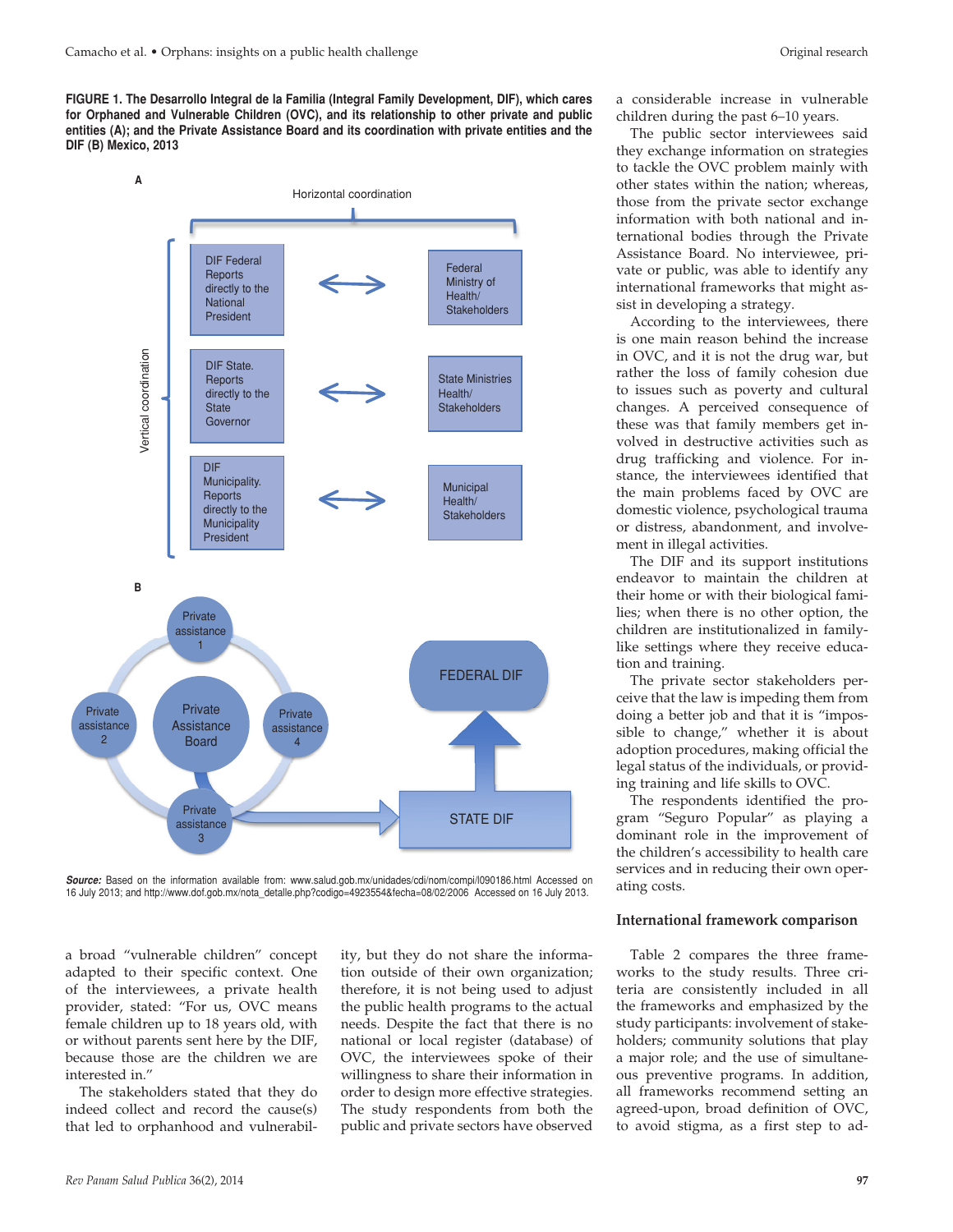**FIGURE 1. The Desarrollo Integral de la Familia (Integral Family Development, DIF), which cares for Orphaned and Vulnerable Children (OVC), and its relationship to other private and public entities (A); and the Private Assistance Board and its coordination with private entities and the DIF (B) Mexico, 2013**

**Source:** Based on the information available from: www.salud.gob.mx/unidades/cdi/nom/compi/l090186.html Accessed on 16 July 2013; and http://www.dof.gob.mx/nota_detalle.php?codigo=4923554&fecha=08/02/2006 Accessed on 16 July 2013.

a broad "vulnerable children" concept adapted to their specific context. One of the interviewees, a private health provider, stated: "For us, OVC means female children up to 18 years old, with or without parents sent here by the DIF, because those are the children we are interested in."

The stakeholders stated that they do indeed collect and record the cause(s) that led to orphanhood and vulnerability, but they do not share the information outside of their own organization; therefore, it is not being used to adjust the public health programs to the actual needs. Despite the fact that there is no national or local register (database) of OVC, the interviewees spoke of their willingness to share their information in order to design more effective strategies. The study respondents from both the public and private sectors have observed a considerable increase in vulnerable children during the past 6–10 years.

The public sector interviewees said they exchange information on strategies to tackle the OVC problem mainly with other states within the nation; whereas, those from the private sector exchange information with both national and international bodies through the Private Assistance Board. No interviewee, private or public, was able to identify any international frameworks that might assist in developing a strategy.

According to the interviewees, there is one main reason behind the increase in OVC, and it is not the drug war, but rather the loss of family cohesion due to issues such as poverty and cultural changes. A perceived consequence of these was that family members get involved in destructive activities such as drug trafficking and violence. For instance, the interviewees identified that the main problems faced by OVC are domestic violence, psychological trauma or distress, abandonment, and involvement in illegal activities.

The DIF and its support institutions endeavor to maintain the children at their home or with their biological families; when there is no other option, the children are institutionalized in family-like settings where they receive education and training.

The private sector stakeholders perceive that the law is impeding them from doing a better job and that it is "impossible to change," whether it is about adoption procedures, making official the legal status of the individuals, or providing training and life skills to OVC.

The respondents identified the program "Seguro Popular" as playing a dominant role in the improvement of the children's accessibility to health care services and in reducing their own operating costs.

### International framework comparison

Table 2 compares the three frameworks to the study results. Three criteria are consistently included in all the frameworks and emphasized by the study participants: involvement of stakeholders; community solutions that play a major role; and the use of simultaneous preventive programs. In addition, all frameworks recommend setting an agreed-upon, broad definition of OVC, to avoid stigma, as a first step to ad-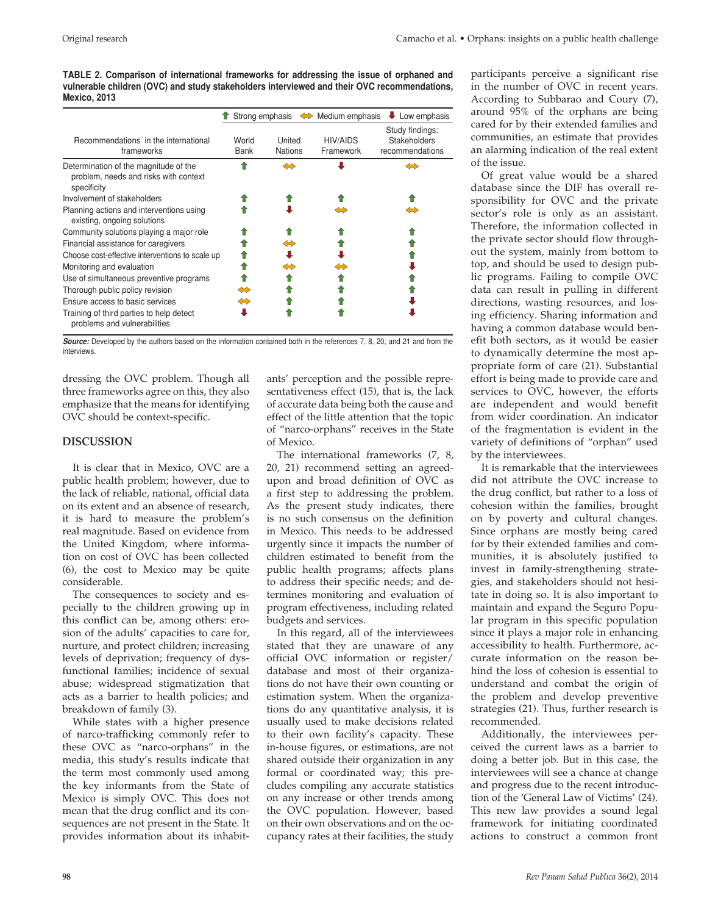**TABLE 2. Comparison of international frameworks for addressing the issue of orphaned and vulnerable children (OVC) and study stakeholders interviewed and their OVC recommendations, Mexico, 2013**

| | ⬆ Strong emphasis | ⬌ Medium emphasis | | ⬇ Low emphasis |
|---|---|---|---|---|
| Recommendations in the international frameworks | World Bank | United Nations | HIV/AIDS Framework | Study findings: Stakeholders recommendations |
| Determination of the magnitude of the problem, needs and risks with context specificity | ⬆ | ⬌ | ⬇ | ⬌ |
| Involvement of stakeholders | ⬆ | ⬆ | ⬆ | ⬆ |
| Planning actions and interventions using existing, ongoing solutions | ⬆ | ⬇ | ⬌ | ⬌ |
| Community solutions playing a major role | ⬆ | ⬆ | ⬆ | ⬆ |
| Financial assistance for caregivers | ⬆ | ⬌ | ⬆ | ⬆ |
| Choose cost-effective interventions to scale up | ⬆ | ⬇ | ⬇ | ⬆ |
| Monitoring and evaluation | ⬆ | ⬌ | ⬌ | ⬇ |
| Use of simultaneous preventive programs | ⬆ | ⬆ | ⬆ | ⬆ |
| Thorough public policy revision | ⬌ | ⬆ | ⬆ | ⬆ |
| Ensure access to basic services | ⬌ | ⬆ | ⬆ | ⬇ |
| Training of third parties to help detect problems and vulnerabilities | ⬇ | ⬆ | ⬆ | ⬇ |

***Source:*** Developed by the authors based on the information contained both in the references 7, 8, 20, and 21 and from the interviews.

dressing the OVC problem. Though all three frameworks agree on this, they also emphasize that the means for identifying OVC should be context-specific.

## DISCUSSION

It is clear that in Mexico, OVC are a public health problem; however, due to the lack of reliable, national, official data on its extent and an absence of research, it is hard to measure the problem's real magnitude. Based on evidence from the United Kingdom, where information on cost of OVC has been collected (6), the cost to Mexico may be quite considerable.

The consequences to society and especially to the children growing up in this conflict can be, among others: erosion of the adults' capacities to care for, nurture, and protect children; increasing levels of deprivation; frequency of dysfunctional families; incidence of sexual abuse; widespread stigmatization that acts as a barrier to health policies; and breakdown of family (3).

While states with a higher presence of narco-trafficking commonly refer to these OVC as "narco-orphans" in the media, this study's results indicate that the term most commonly used among the key informants from the State of Mexico is simply OVC. This does not mean that the drug conflict and its consequences are not present in the State. It provides information about its inhabitants' perception and the possible representativeness effect (15), that is, the lack of accurate data being both the cause and effect of the little attention that the topic of "narco-orphans" receives in the State of Mexico.

The international frameworks (7, 8, 20, 21) recommend setting an agreed-upon and broad definition of OVC as a first step to addressing the problem. As the present study indicates, there is no such consensus on the definition in Mexico. This needs to be addressed urgently since it impacts the number of children estimated to benefit from the public health programs; affects plans to address their specific needs; and determines monitoring and evaluation of program effectiveness, including related budgets and services.

In this regard, all of the interviewees stated that they are unaware of any official OVC information or register/database and most of their organizations do not have their own counting or estimation system. When the organizations do any quantitative analysis, it is usually used to make decisions related to their own facility's capacity. These in-house figures, or estimations, are not shared outside their organization in any formal or coordinated way; this precludes compiling any accurate statistics on any increase or other trends among the OVC population. However, based on their own observations and on the occupancy rates at their facilities, the study participants perceive a significant rise in the number of OVC in recent years. According to Subbarao and Coury (7), around 95% of the orphans are being cared for by their extended families and communities, an estimate that provides an alarming indication of the real extent of the issue.

Of great value would be a shared database since the DIF has overall responsibility for OVC and the private sector's role is only as an assistant. Therefore, the information collected in the private sector should flow throughout the system, mainly from bottom to top, and should be used to design public programs. Failing to compile OVC data can result in pulling in different directions, wasting resources, and losing efficiency. Sharing information and having a common database would benefit both sectors, as it would be easier to dynamically determine the most appropriate form of care (21). Substantial effort is being made to provide care and services to OVC, however, the efforts are independent and would benefit from wider coordination. An indicator of the fragmentation is evident in the variety of definitions of "orphan" used by the interviewees.

It is remarkable that the interviewees did not attribute the OVC increase to the drug conflict, but rather to a loss of cohesion within the families, brought on by poverty and cultural changes. Since orphans are mostly being cared for by their extended families and communities, it is absolutely justified to invest in family-strengthening strategies, and stakeholders should not hesitate in doing so. It is also important to maintain and expand the Seguro Popular program in this specific population since it plays a major role in enhancing accessibility to health. Furthermore, accurate information on the reason behind the loss of cohesion is essential to understand and combat the origin of the problem and develop preventive strategies (21). Thus, further research is recommended.

Additionally, the interviewees perceived the current laws as a barrier to doing a better job. But in this case, the interviewees will see a chance at change and progress due to the recent introduction of the 'General Law of Victims' (24). This new law provides a sound legal framework for initiating coordinated actions to construct a common front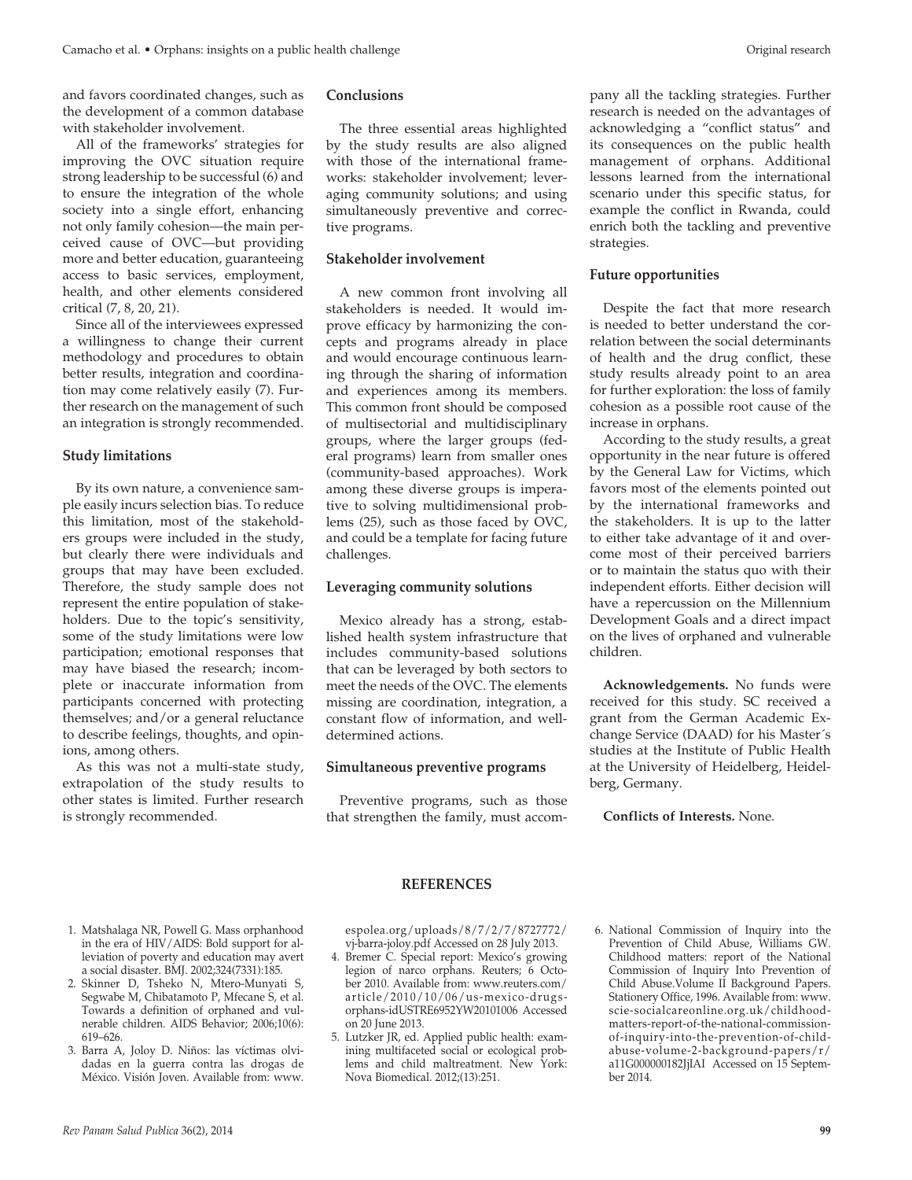and favors coordinated changes, such as the development of a common database with stakeholder involvement.

All of the frameworks' strategies for improving the OVC situation require strong leadership to be successful (6) and to ensure the integration of the whole society into a single effort, enhancing not only family cohesion—the main perceived cause of OVC—but providing more and better education, guaranteeing access to basic services, employment, health, and other elements considered critical (7, 8, 20, 21).

Since all of the interviewees expressed a willingness to change their current methodology and procedures to obtain better results, integration and coordination may come relatively easily (7). Further research on the management of such an integration is strongly recommended.

### Study limitations

By its own nature, a convenience sample easily incurs selection bias. To reduce this limitation, most of the stakeholders groups were included in the study, but clearly there were individuals and groups that may have been excluded. Therefore, the study sample does not represent the entire population of stakeholders. Due to the topic's sensitivity, some of the study limitations were low participation; emotional responses that may have biased the research; incomplete or inaccurate information from participants concerned with protecting themselves; and/or a general reluctance to describe feelings, thoughts, and opinions, among others.

As this was not a multi-state study, extrapolation of the study results to other states is limited. Further research is strongly recommended.

## Conclusions

The three essential areas highlighted by the study results are also aligned with those of the international frameworks: stakeholder involvement; leveraging community solutions; and using simultaneously preventive and corrective programs.

### Stakeholder involvement

A new common front involving all stakeholders is needed. It would improve efficacy by harmonizing the concepts and programs already in place and would encourage continuous learning through the sharing of information and experiences among its members. This common front should be composed of multisectorial and multidisciplinary groups, where the larger groups (federal programs) learn from smaller ones (community-based approaches). Work among these diverse groups is imperative to solving multidimensional problems (25), such as those faced by OVC, and could be a template for facing future challenges.

### Leveraging community solutions

Mexico already has a strong, established health system infrastructure that includes community-based solutions that can be leveraged by both sectors to meet the needs of the OVC. The elements missing are coordination, integration, a constant flow of information, and well-determined actions.

### Simultaneous preventive programs

Preventive programs, such as those that strengthen the family, must accompany all the tackling strategies. Further research is needed on the advantages of acknowledging a "conflict status" and its consequences on the public health management of orphans. Additional lessons learned from the international scenario under this specific status, for example the conflict in Rwanda, could enrich both the tackling and preventive strategies.

### Future opportunities

Despite the fact that more research is needed to better understand the correlation between the social determinants of health and the drug conflict, these study results already point to an area for further exploration: the loss of family cohesion as a possible root cause of the increase in orphans.

According to the study results, a great opportunity in the near future is offered by the General Law for Victims, which favors most of the elements pointed out by the international frameworks and the stakeholders. It is up to the latter to either take advantage of it and overcome most of their perceived barriers or to maintain the status quo with their independent efforts. Either decision will have a repercussion on the Millennium Development Goals and a direct impact on the lives of orphaned and vulnerable children.

**Acknowledgements.** No funds were received for this study. SC received a grant from the German Academic Exchange Service (DAAD) for his Master´s studies at the Institute of Public Health at the University of Heidelberg, Heidelberg, Germany.

**Conflicts of Interests.** None.

## REFERENCES

1. Matshalaga NR, Powell G. Mass orphanhood in the era of HIV/AIDS: Bold support for alleviation of poverty and education may avert a social disaster. BMJ. 2002;324(7331):185.
2. Skinner D, Tsheko N, Mtero-Munyati S, Segwabe M, Chibatamoto P, Mfecane S, et al. Towards a definition of orphaned and vulnerable children. AIDS Behavior; 2006;10(6): 619–626.
3. Barra A, Joloy D. Niños: las víctimas olvidadas en la guerra contra las drogas de México. Visión Joven. Available from: www.espolea.org/uploads/8/7/2/7/8727772/vj-barra-joloy.pdf Accessed on 28 July 2013.
4. Bremer C. Special report: Mexico's growing legion of narco orphans. Reuters; 6 October 2010. Available from: www.reuters.com/article/2010/10/06/us-mexico-drugs-orphans-idUSTRE6952YW20101006 Accessed on 20 June 2013.
5. Lutzker JR, ed. Applied public health: examining multifaceted social or ecological problems and child maltreatment. New York: Nova Biomedical. 2012;(13):251.
6. National Commission of Inquiry into the Prevention of Child Abuse, Williams GW. Childhood matters: report of the National Commission of Inquiry Into Prevention of Child Abuse.Volume II Background Papers. Stationery Office, 1996. Available from: www.scie-socialcareonline.org.uk/childhood-matters-report-of-the-national-commission-of-inquiry-into-the-prevention-of-child-abuse-volume-2-background-papers/r/a11G000000182JjIAI Accessed on 15 September 2014.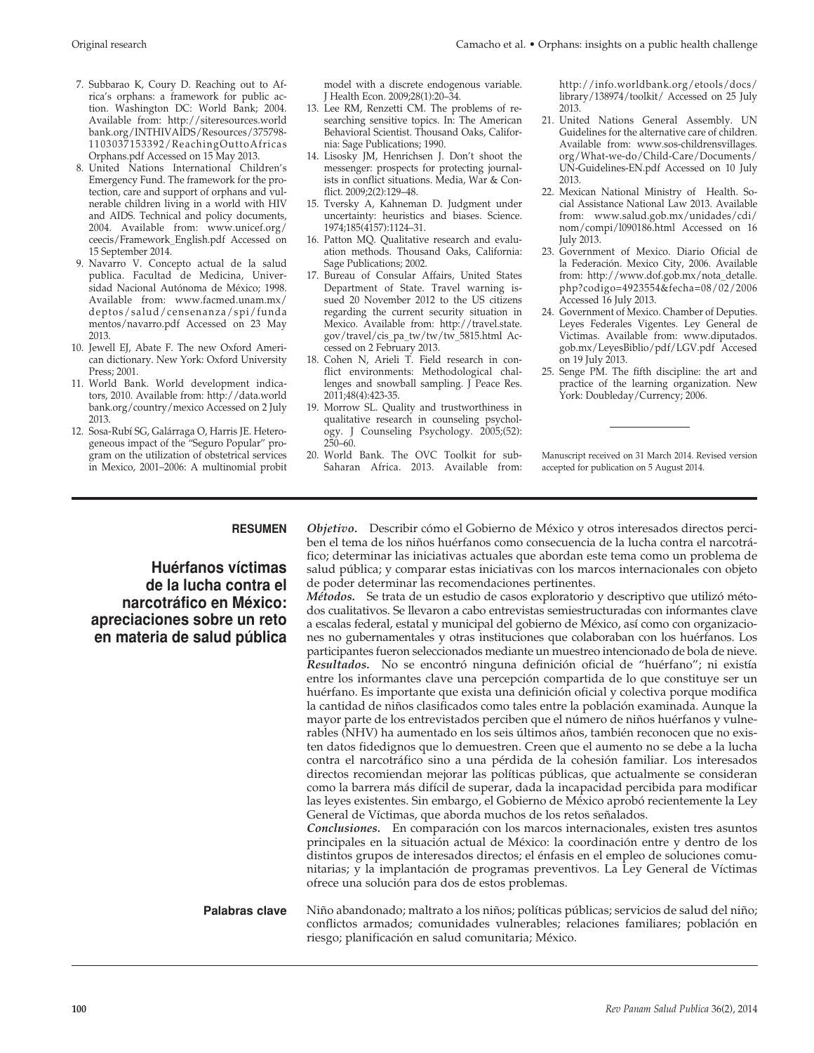7. Subbarao K, Coury D. Reaching out to Africa's orphans: a framework for public action. Washington DC: World Bank; 2004. Available from: http://siteresources.worldbank.org/INTHIVAIDS/Resources/375798-1103037153392/ReachingOuttoAfricasOrphans.pdf Accessed on 15 May 2013.
8. United Nations International Children's Emergency Fund. The framework for the protection, care and support of orphans and vulnerable children living in a world with HIV and AIDS. Technical and policy documents, 2004. Available from: www.unicef.org/ceecis/Framework_English.pdf Accessed on 15 September 2014.
9. Navarro V. Concepto actual de la salud publica. Facultad de Medicina, Universidad Nacional Autónoma de México; 1998. Available from: www.facmed.unam.mx/deptos/salud/censenanza/spi/fundamentos/navarro.pdf Accessed on 23 May 2013.
10. Jewell EJ, Abate F. The new Oxford American dictionary. New York: Oxford University Press; 2001.
11. World Bank. World development indicators, 2010. Available from: http://data.worldbank.org/country/mexico Accessed on 2 July 2013.
12. Sosa-Rubí SG, Galárraga O, Harris JE. Heterogeneous impact of the "Seguro Popular" program on the utilization of obstetrical services in Mexico, 2001–2006: A multinomial probit model with a discrete endogenous variable. J Health Econ. 2009;28(1):20–34.
13. Lee RM, Renzetti CM. The problems of researching sensitive topics. In: The American Behavioral Scientist. Thousand Oaks, California: Sage Publications; 1990.
14. Lisosky JM, Henrichsen J. Don't shoot the messenger: prospects for protecting journalists in conflict situations. Media, War & Conflict. 2009;2(2):129–48.
15. Tversky A, Kahneman D. Judgment under uncertainty: heuristics and biases. Science. 1974;185(4157):1124–31.
16. Patton MQ. Qualitative research and evaluation methods. Thousand Oaks, California: Sage Publications; 2002.
17. Bureau of Consular Affairs, United States Department of State. Travel warning issued 20 November 2012 to the US citizens regarding the current security situation in Mexico. Available from: http://travel.state.gov/travel/cis_pa_tw/tw/tw_5815.html Accessed on 2 February 2013.
18. Cohen N, Arieli T. Field research in conflict environments: Methodological challenges and snowball sampling. J Peace Res. 2011;48(4):423-35.
19. Morrow SL. Quality and trustworthiness in qualitative research in counseling psychology. J Counseling Psychology. 2005;(52):250–60.
20. World Bank. The OVC Toolkit for sub-Saharan Africa. 2013. Available from: http://info.worldbank.org/etools/docs/library/138974/toolkit/ Accessed on 25 July 2013.
21. United Nations General Assembly. UN Guidelines for the alternative care of children. Available from: www.sos-childrensvillages.org/What-we-do/Child-Care/Documents/UN-Guidelines-EN.pdf Accessed on 10 July 2013.
22. Mexican National Ministry of Health. Social Assistance National Law 2013. Available from: www.salud.gob.mx/unidades/cdi/nom/compi/l090186.html Accessed on 16 July 2013.
23. Government of Mexico. Diario Oficial de la Federación. Mexico City, 2006. Available from: http://www.dof.gob.mx/nota_detalle.php?codigo=4923554&fecha=08/02/2006 Accessed 16 July 2013.
24. Government of Mexico. Chamber of Deputies. Leyes Federales Vigentes. Ley General de Victimas. Available from: www.diputados.gob.mx/LeyesBiblio/pdf/LGV.pdf Accesed on 19 July 2013.
25. Senge PM. The fifth discipline: the art and practice of the learning organization. New York: Doubleday/Currency; 2006.

---

Manuscript received on 31 March 2014. Revised version accepted for publication on 5 August 2014.

---

## RESUMEN

### Huérfanos víctimas de la lucha contra el narcotráfico en México: apreciaciones sobre un reto en materia de salud pública

***Objetivo.*** Describir cómo el Gobierno de México y otros interesados directos perciben el tema de los niños huérfanos como consecuencia de la lucha contra el narcotráfico; determinar las iniciativas actuales que abordan este tema como un problema de salud pública; y comparar estas iniciativas con los marcos internacionales con objeto de poder determinar las recomendaciones pertinentes.

***Métodos.*** Se trata de un estudio de casos exploratorio y descriptivo que utilizó métodos cualitativos. Se llevaron a cabo entrevistas semiestructuradas con informantes clave a escalas federal, estatal y municipal del gobierno de México, así como con organizaciones no gubernamentales y otras instituciones que colaboraban con los huérfanos. Los participantes fueron seleccionados mediante un muestreo intencionado de bola de nieve.

***Resultados.*** No se encontró ninguna definición oficial de "huérfano"; ni existía entre los informantes clave una percepción compartida de lo que constituye ser un huérfano. Es importante que exista una definición oficial y colectiva porque modifica la cantidad de niños clasificados como tales entre la población examinada. Aunque la mayor parte de los entrevistados perciben que el número de niños huérfanos y vulnerables (NHV) ha aumentado en los seis últimos años, también reconocen que no existen datos fidedignos que lo demuestren. Creen que el aumento no se debe a la lucha contra el narcotráfico sino a una pérdida de la cohesión familiar. Los interesados directos recomiendan mejorar las políticas públicas, que actualmente se consideran como la barrera más difícil de superar, dada la incapacidad percibida para modificar las leyes existentes. Sin embargo, el Gobierno de México aprobó recientemente la Ley General de Víctimas, que aborda muchos de los retos señalados.

***Conclusiones.*** En comparación con los marcos internacionales, existen tres asuntos principales en la situación actual de México: la coordinación entre y dentro de los distintos grupos de interesados directos; el énfasis en el empleo de soluciones comunitarias; y la implantación de programas preventivos. La Ley General de Víctimas ofrece una solución para dos de estos problemas.

**Palabras clave** Niño abandonado; maltrato a los niños; políticas públicas; servicios de salud del niño; conflictos armados; comunidades vulnerables; relaciones familiares; población en riesgo; planificación en salud comunitaria; México.